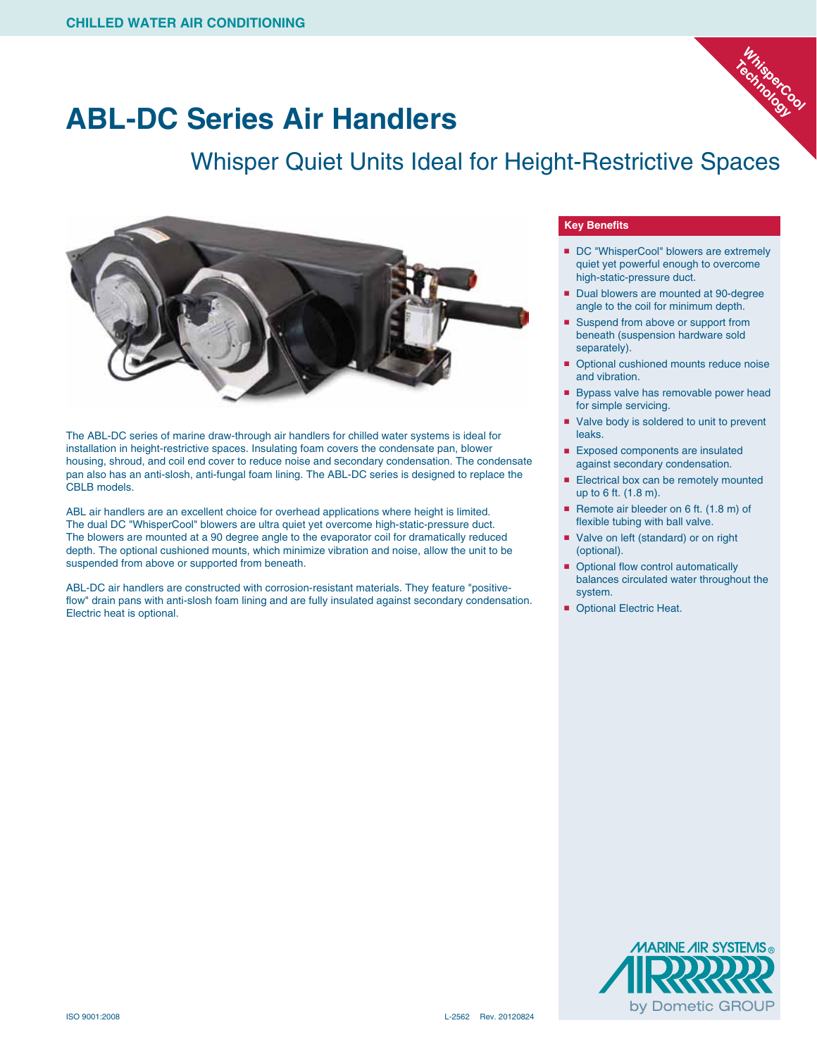CHILLED WATER AIR CONDITIONING

# ABL-DC Series Air Handlers

## Whisper Quiet Units Ideal for Height-Restrictive Spaces

WhisperCool Technology

The ABL-DC series of marine draw-through air handlers for chilled water systems is ideal for installation in height-restrictive spaces. Insulating foam covers the condensate pan, blower housing, shroud, and coil end cover to reduce noise and secondary condensation. The condensate pan also has an anti-slosh, anti-fungal foam lining. The ABL-DC series is designed to replace the CBLB models.

ABL air handlers are an excellent choice for overhead applications where height is limited. The dual DC "WhisperCool" blowers are ultra quiet yet overcome high-static-pressure duct. The blowers are mounted at a 90 degree angle to the evaporator coil for dramatically reduced depth. The optional cushioned mounts, which minimize vibration and noise, allow the unit to be suspended from above or supported from beneath.

ABL-DC air handlers are constructed with corrosion-resistant materials. They feature "positive-flow" drain pans with anti-slosh foam lining and are fully insulated against secondary condensation. Electric heat is optional.

### Key Benefits

- DC "WhisperCool" blowers are extremely quiet yet powerful enough to overcome high-static-pressure duct.
- Dual blowers are mounted at 90-degree angle to the coil for minimum depth.
- Suspend from above or support from beneath (suspension hardware sold separately).
- Optional cushioned mounts reduce noise and vibration.
- Bypass valve has removable power head for simple servicing.
- Valve body is soldered to unit to prevent leaks.
- Exposed components are insulated against secondary condensation.
- Electrical box can be remotely mounted up to 6 ft. (1.8 m).
- Remote air bleeder on 6 ft. (1.8 m) of flexible tubing with ball valve.
- Valve on left (standard) or on right (optional).
- Optional flow control automatically balances circulated water throughout the system.
- Optional Electric Heat.

MARINE AIR SYSTEMS® by Dometic GROUP

ISO 9001:2008

L-2562 Rev. 20120824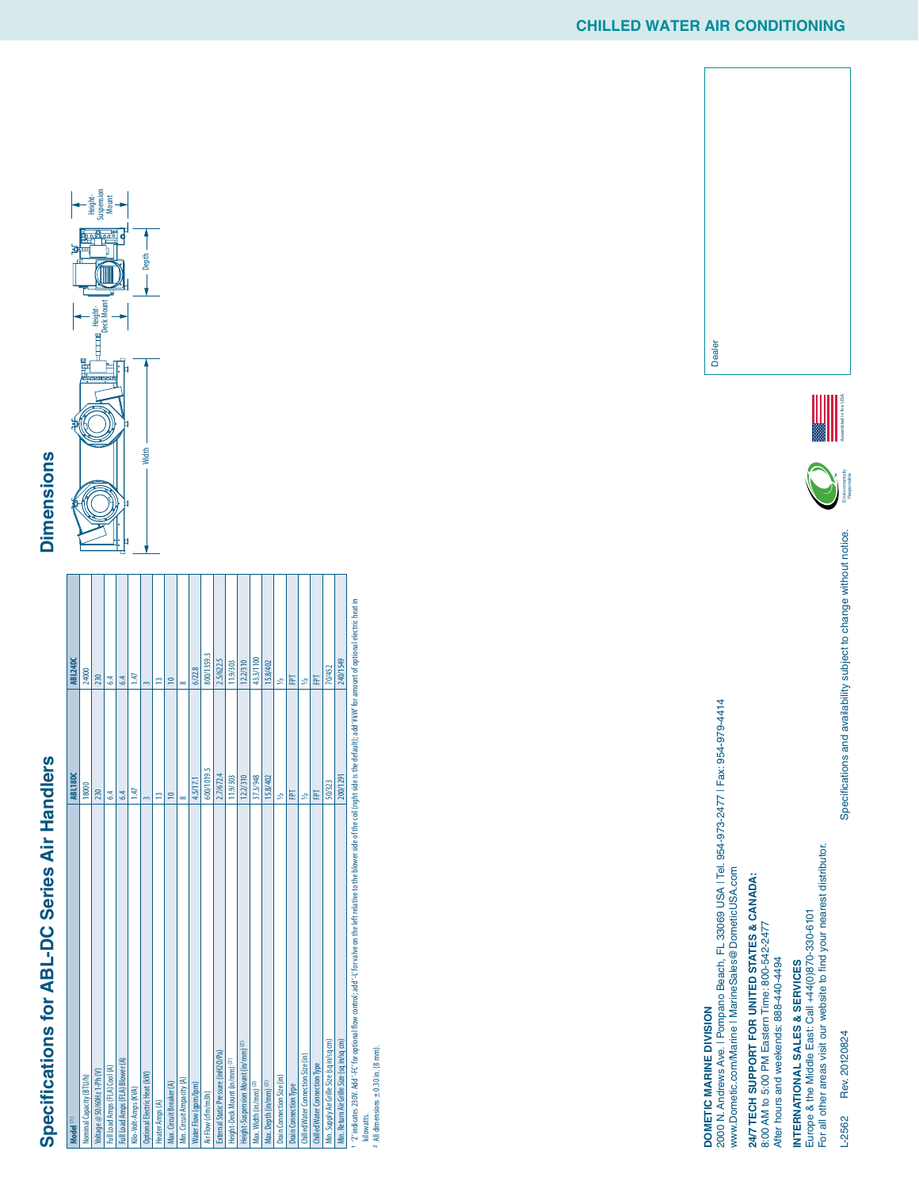## Specifications for ABL-DC Series Air Handlers

| Model [1] | ABL18DC | ABL24DC |
|---|---|---|
| Nominal Capacity (BTU/h) | 18000 | 24000 |
| Voltage @ 50/60Hz 1-Ph (V) | 230 | 230 |
| Full Load Amps (FLA) Cool (A) | 6.4 | 6.4 |
| Full Load Amps (FLA) Blower (A) | 6.4 | 6.4 |
| Kilo-Volt-Amps (KVA) | 1.47 | 1.47 |
| Optional Electric Heat (KW) | 3 | 3 |
| Heater Amps (A) | 13 | 13 |
| Max. Circuit Breaker (A) | 10 | 10 |
| Min. Circuit Ampacity (A) | 8 | 8 |
| Water Flow (gpm/lpm) | 4.5/17.1 | 6/22.8 |
| Air Flow (cfm/m3h) | 600/1019.5 | 800/1359.3 |
| External Static Pressure (inH2O/Pa) | 2.7/672.4 | 2.5/622.5 |
| Height-Deck Mount (in/mm) [2] | 11.9/303 | 11.9/303 |
| Height-Suspension Mount (in/mm) [2] | 12.2/310 | 12.2/310 |
| Max. Width (in/mm) [2] | 37.3/948 | 43.3/1100 |
| Max. Depth (in/mm) [2] | 15.8/402 | 15.8/402 |
| Drain Connection Size (in) | ½ | ½ |
| Drain Connection Type | FPT | FPT |
| Chilled Water Connection Size (in) | ½ | ½ |
| Chilled Water Connection Type | FPT | FPT |
| Min. Supply Air Grille Size (sq in/sq cm) | 50/323 | 70/452 |
| Min. Return Air Grille Size (sq in/sq cm) | 200/1291 | 240/1549 |

[1] '2' indicates 230V. Add '-FC' for optional flow control; add '-L' for valve on the left relative to the blower side of the coil (right side is the default); add '#KW' for amount of optional electric heat in kilowatts.
[2] All dimensions ± 0.30 in. (8 mm).

## Dimensions

Width

Height-Deck Mount

Depth

Height-Suspension Mount

**DOMETIC MARINE DIVISION**
2000 N. Andrews Ave. | Pompano Beach, FL 33069 USA | Tel. 954-973-2477 | Fax: 954-979-4414
www.Dometic.com/Marine | MarineSales@DometicUSA.com

**24/7 TECH SUPPORT FOR UNITED STATES & CANADA:**
8:00 AM to 5:00 PM Eastern Time: 800-542-2477
After hours and weekends: 888-440-4494

**INTERNATIONAL SALES & SERVICES**
Europe & the Middle East: Call +44(0)870-330-6101
For all other areas visit our website to find your nearest distributor.

L-2562 Rev. 20120824

Specifications and availability subject to change without notice.

Environmentally Responsible

Assembled in the USA

Dealer